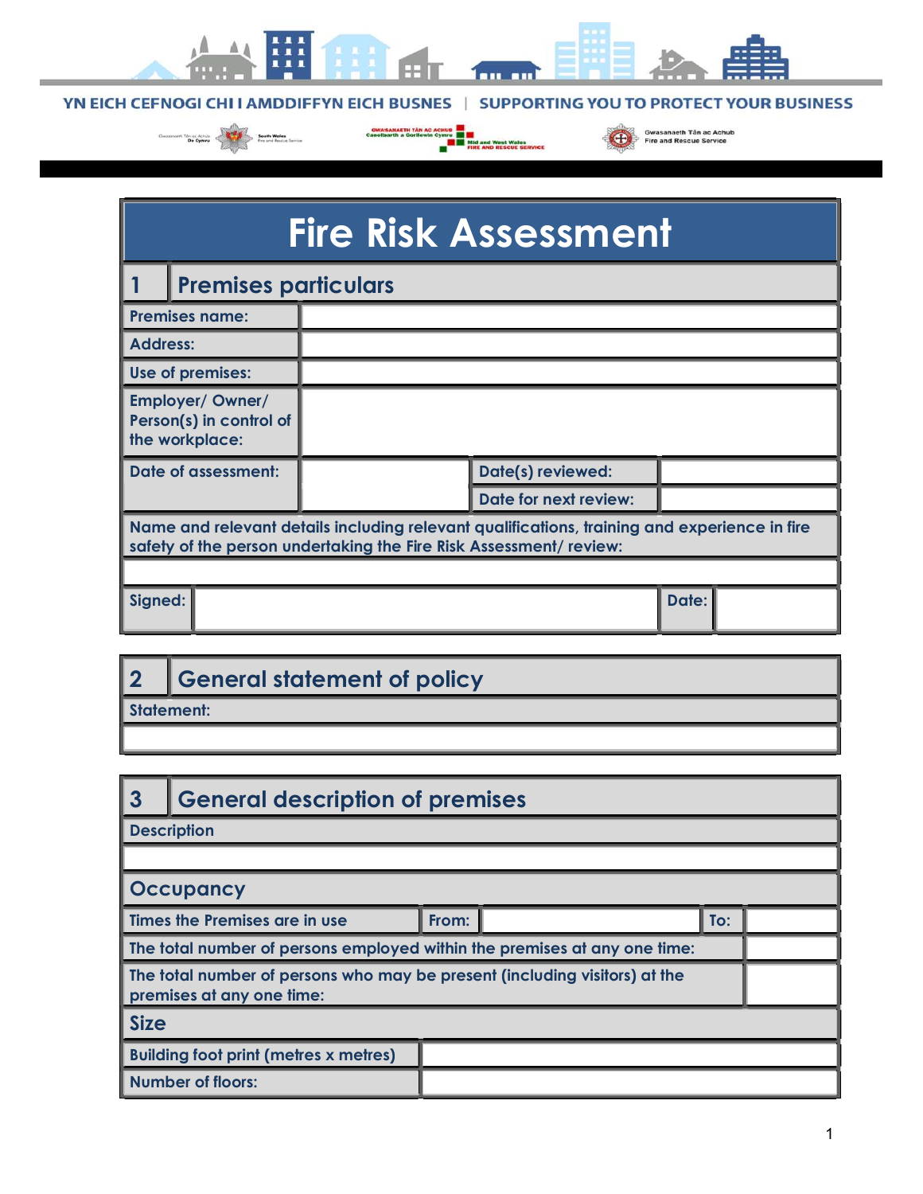YN EICH CEFNOGI CHI I AMDDIFFYN EICH BUSNES | SUPPORTING YOU TO PROTECT YOUR BUSINESS

# Fire Risk Assessment

## 1 Premises particulars

| | | | |
|---|---|---|---|
| **Premises name:** | | | |
| **Address:** | | | |
| **Use of premises:** | | | |
| **Employer/ Owner/ Person(s) in control of the workplace:** | | | |
| **Date of assessment:** | | **Date(s) reviewed:** | |
| | | **Date for next review:** | |

**Name and relevant details including relevant qualifications, training and experience in fire safety of the person undertaking the Fire Risk Assessment/ review:**

| | | | |
|---|---|---|---|
| **Signed:** | | **Date:** | |

## 2 General statement of policy

**Statement:**

## 3 General description of premises

**Description**

### Occupancy

| | | | | |
|---|---|---|---|---|
| **Times the Premises are in use** | **From:** | | **To:** | |
| **The total number of persons employed within the premises at any one time:** | | | | |
| **The total number of persons who may be present (including visitors) at the premises at any one time:** | | | | |

### Size

| | |
|---|---|
| **Building foot print (metres x metres)** | |
| **Number of floors:** | |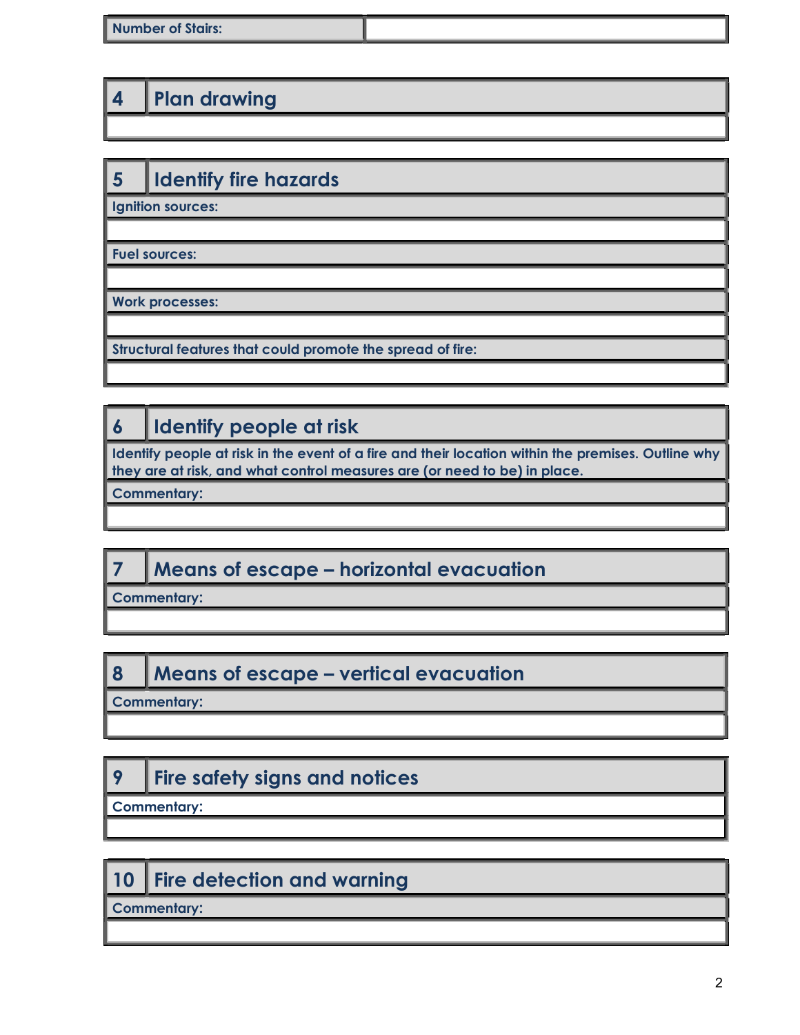| Number of Stairs: | |
|---|---|

| 4 | Plan drawing |
|---|---|
| | |

| 5 | Identify fire hazards |
|---|---|
| **Ignition sources:** | |
| | |
| **Fuel sources:** | |
| | |
| **Work processes:** | |
| | |
| **Structural features that could promote the spread of fire:** | |
| | |

| 6 | Identify people at risk |
|---|---|
| **Identify people at risk in the event of a fire and their location within the premises. Outline why they are at risk, and what control measures are (or need to be) in place.** | |
| **Commentary:** | |
| | |

| 7 | Means of escape – horizontal evacuation |
|---|---|
| **Commentary:** | |
| | |

| 8 | Means of escape – vertical evacuation |
|---|---|
| **Commentary:** | |
| | |

| 9 | Fire safety signs and notices |
|---|---|
| **Commentary:** | |
| | |

| 10 | Fire detection and warning |
|---|---|
| **Commentary:** | |
| | |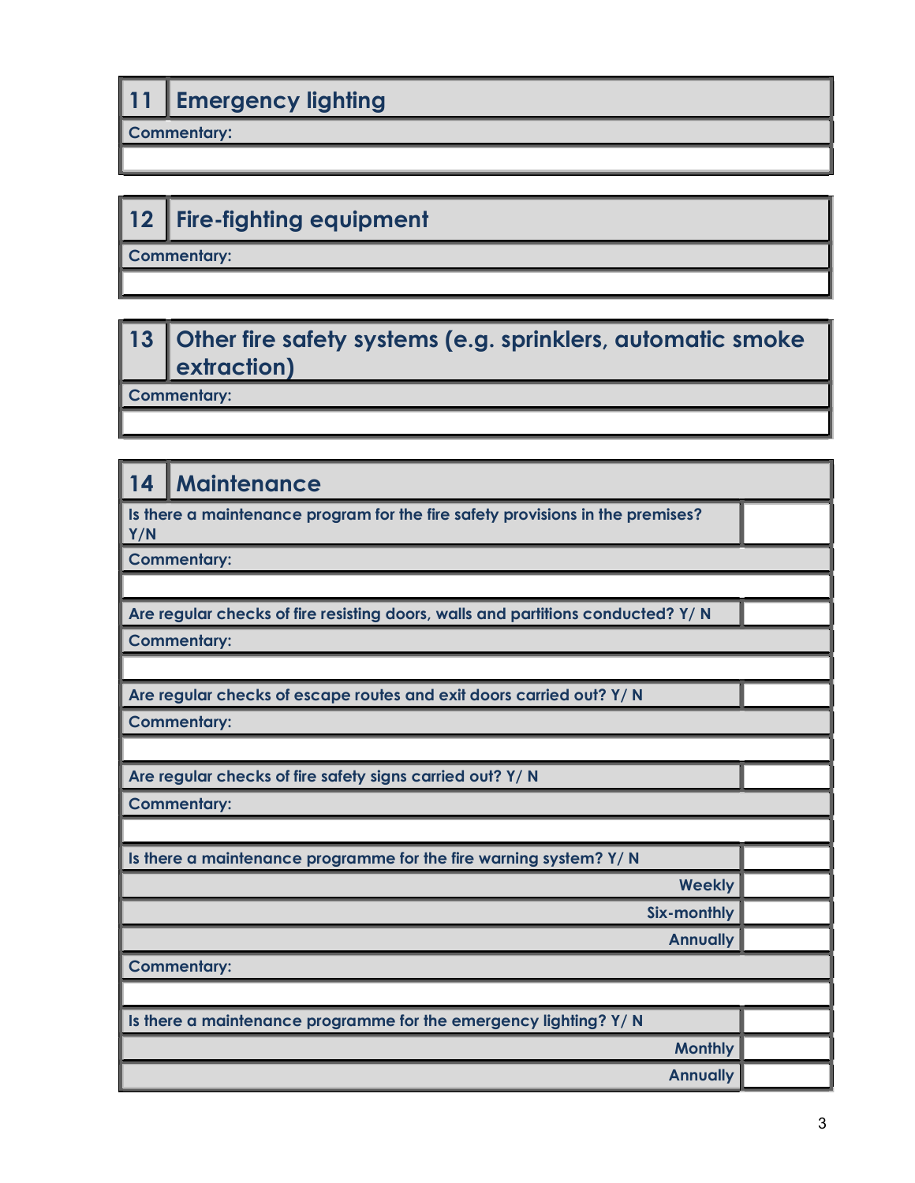| 11 | Emergency lighting |
|---|---|
| **Commentary:** | |
| | |

| 12 | Fire-fighting equipment |
|---|---|
| **Commentary:** | |
| | |

| 13 | Other fire safety systems (e.g. sprinklers, automatic smoke extraction) |
|---|---|
| **Commentary:** | |
| | |

| 14 | Maintenance |
|---|---|
| **Is there a maintenance program for the fire safety provisions in the premises? Y/N** | |
| **Commentary:** | |
| | |
| **Are regular checks of fire resisting doors, walls and partitions conducted? Y/ N** | |
| **Commentary:** | |
| | |
| **Are regular checks of escape routes and exit doors carried out? Y/ N** | |
| **Commentary:** | |
| | |
| **Are regular checks of fire safety signs carried out? Y/ N** | |
| **Commentary:** | |
| | |
| **Is there a maintenance programme for the fire warning system? Y/ N** | |
| **Weekly** | |
| **Six-monthly** | |
| **Annually** | |
| **Commentary:** | |
| | |
| **Is there a maintenance programme for the emergency lighting? Y/ N** | |
| **Monthly** | |
| **Annually** | |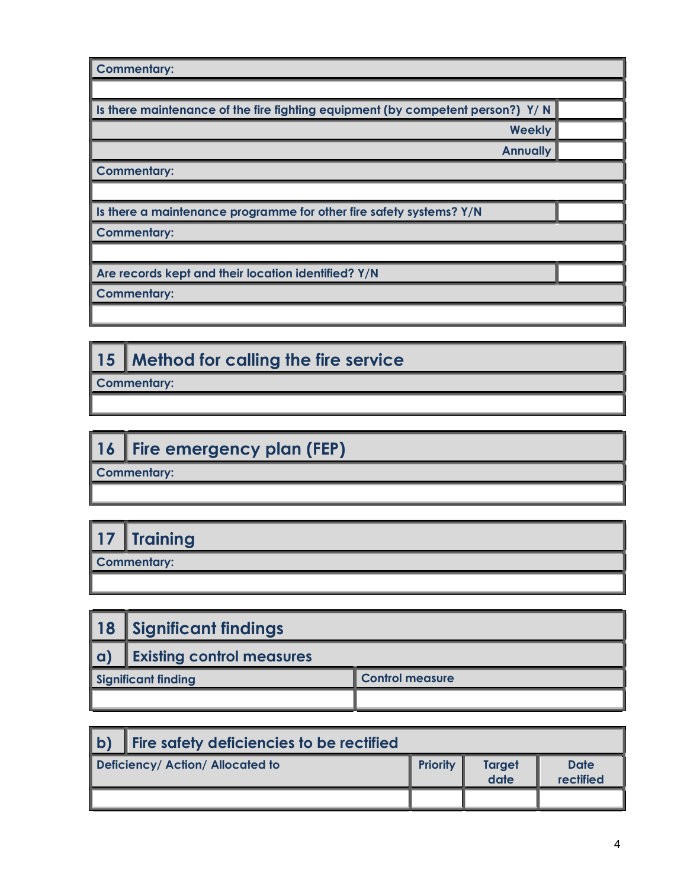| | |
|---|---|
| **Commentary:** | |
| | |
| **Is there maintenance of the fire fighting equipment (by competent person?) Y/ N** | |
| **Weekly** | |
| **Annually** | |
| **Commentary:** | |
| | |
| **Is there a maintenance programme for other fire safety systems? Y/N** | |
| **Commentary:** | |
| | |
| **Are records kept and their location identified? Y/N** | |
| **Commentary:** | |
| | |

## 15 Method for calling the fire service

**Commentary:**

## 16 Fire emergency plan (FEP)

**Commentary:**

## 17 Training

**Commentary:**

## 18 Significant findings

### a) Existing control measures

| Significant finding | Control measure |
|---|---|
| | |

### b) Fire safety deficiencies to be rectified

| Deficiency/ Action/ Allocated to | Priority | Target date | Date rectified |
|---|---|---|---|
| | | | |